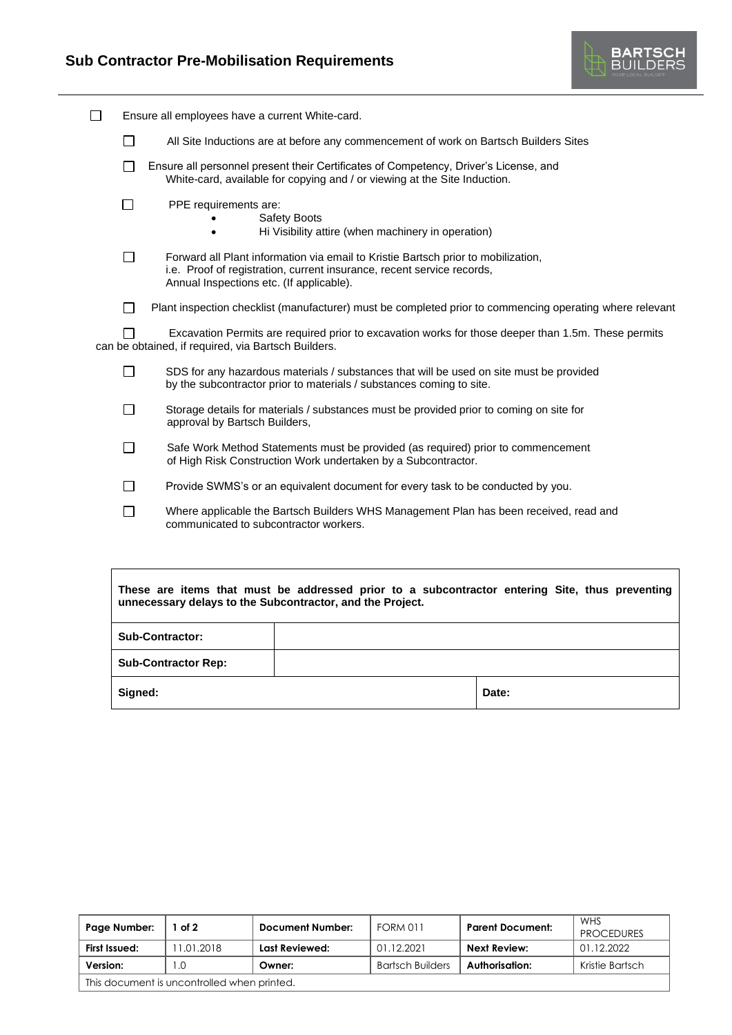# Sub Contractor Pre-Mobilisation Requirements

- ☐ Ensure all employees have a current White-card.
- ☐ All Site Inductions are at before any commencement of work on Bartsch Builders Sites
- ☐ Ensure all personnel present their Certificates of Competency, Driver's License, and White-card, available for copying and / or viewing at the Site Induction.
- ☐ PPE requirements are:
  - Safety Boots
  - Hi Visibility attire (when machinery in operation)
- ☐ Forward all Plant information via email to Kristie Bartsch prior to mobilization, i.e. Proof of registration, current insurance, recent service records, Annual Inspections etc. (If applicable).
- ☐ Plant inspection checklist (manufacturer) must be completed prior to commencing operating where relevant
- ☐ Excavation Permits are required prior to excavation works for those deeper than 1.5m. These permits can be obtained, if required, via Bartsch Builders.
- ☐ SDS for any hazardous materials / substances that will be used on site must be provided by the subcontractor prior to materials / substances coming to site.
- ☐ Storage details for materials / substances must be provided prior to coming on site for approval by Bartsch Builders,
- ☐ Safe Work Method Statements must be provided (as required) prior to commencement of High Risk Construction Work undertaken by a Subcontractor.
- ☐ Provide SWMS's or an equivalent document for every task to be conducted by you.
- ☐ Where applicable the Bartsch Builders WHS Management Plan has been received, read and communicated to subcontractor workers.

**These are items that must be addressed prior to a subcontractor entering Site, thus preventing unnecessary delays to the Subcontractor, and the Project.**

| | | |
|---|---|---|
| **Sub-Contractor:** | | |
| **Sub-Contractor Rep:** | | |
| **Signed:** | | **Date:** |

| Page Number: | 1 of 2 | Document Number: | FORM 011 | Parent Document: | WHS PROCEDURES |
|---|---|---|---|---|---|
| **First Issued:** | 11.01.2018 | **Last Reviewed:** | 01.12.2021 | **Next Review:** | 01.12.2022 |
| **Version:** | 1.0 | **Owner:** | Bartsch Builders | **Authorisation:** | Kristie Bartsch |
| This document is uncontrolled when printed. | | | | | |